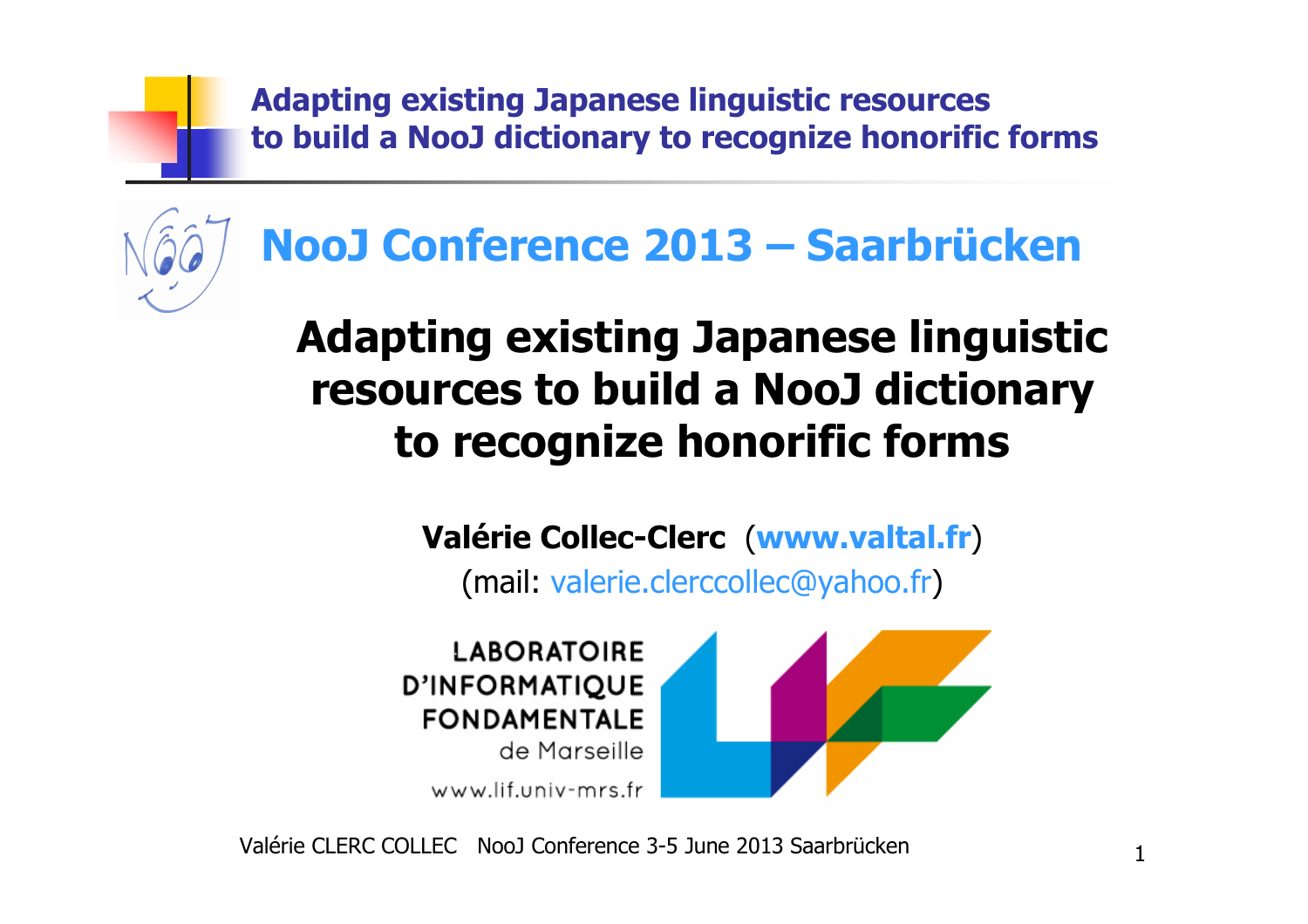# NooJ Conference 2013 – Saarbrücken

## Adapting existing Japanese linguistic resources to build a NooJ dictionary to recognize honorific forms

**Valérie Collec-Clerc** (**www.valtal.fr**)

(mail: valerie.clerccollec@yahoo.fr)

LABORATOIRE D'INFORMATIQUE FONDAMENTALE de Marseille

www.lif.univ-mrs.fr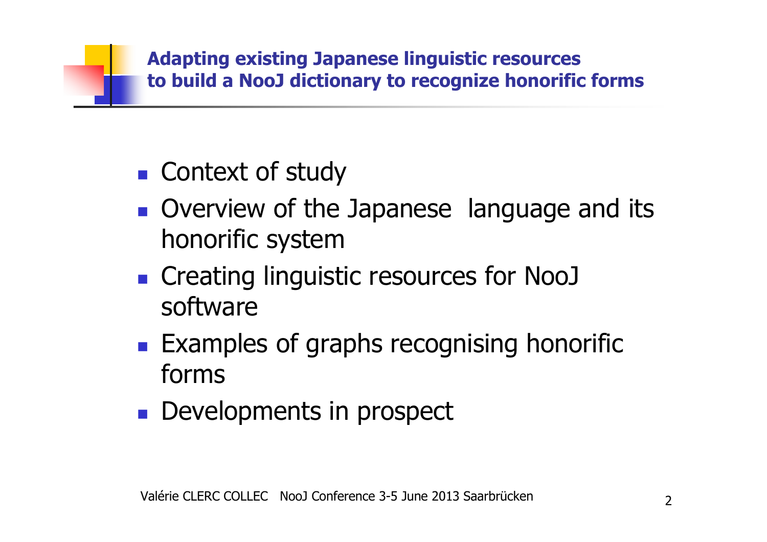## Adapting existing Japanese linguistic resources to build a NooJ dictionary to recognize honorific forms

- Context of study
- Overview of the Japanese language and its honorific system
- Creating linguistic resources for NooJ software
- Examples of graphs recognising honorific forms
- Developments in prospect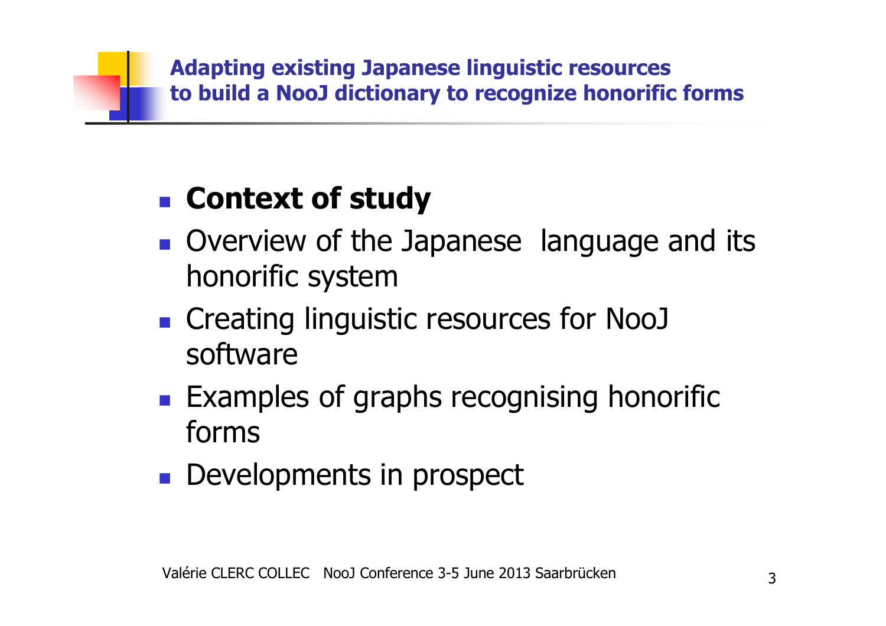**Adapting existing Japanese linguistic resources to build a NooJ dictionary to recognize honorific forms**

- **Context of study**
- Overview of the Japanese  language and its honorific system
- Creating linguistic resources for NooJ software
- Examples of graphs recognising honorific forms
- Developments in prospect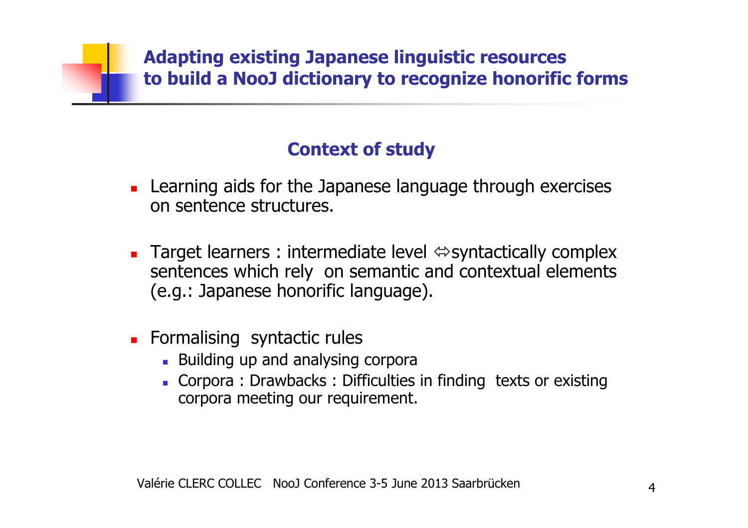# Adapting existing Japanese linguistic resources to build a NooJ dictionary to recognize honorific forms

## Context of study

- Learning aids for the Japanese language through exercises on sentence structures.
- Target learners : intermediate level ⇔syntactically complex sentences which rely on semantic and contextual elements (e.g.: Japanese honorific language).
- Formalising syntactic rules
  - Building up and analysing corpora
  - Corpora : Drawbacks : Difficulties in finding texts or existing corpora meeting our requirement.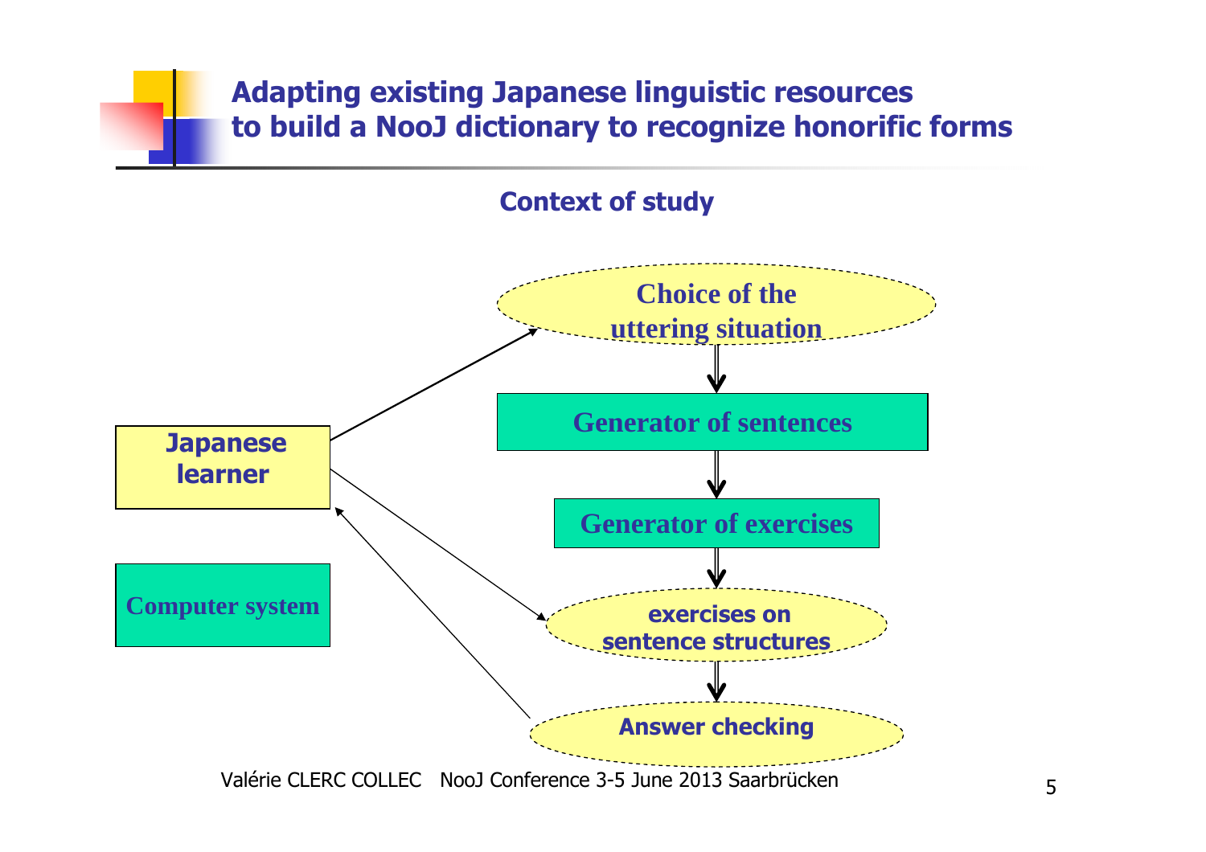# Adapting existing Japanese linguistic resources to build a NooJ dictionary to recognize honorific forms

## Context of study

Japanese learner

Computer system

Choice of the uttering situation

Generator of sentences

Generator of exercises

exercises on sentence structures

Answer checking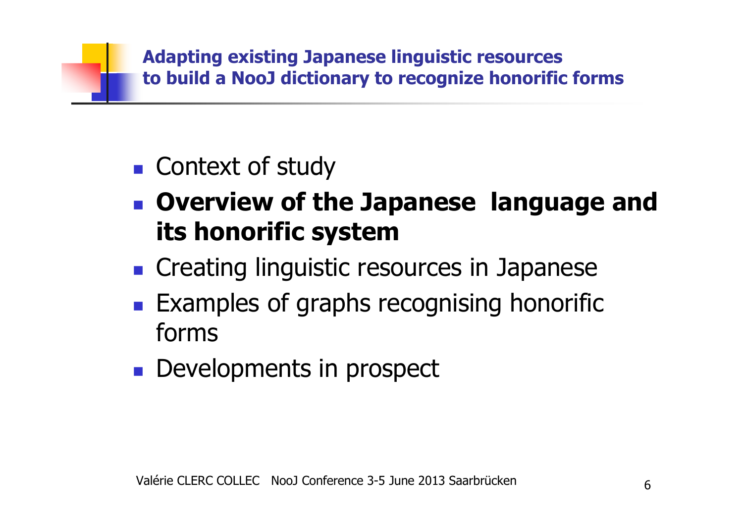## Adapting existing Japanese linguistic resources to build a NooJ dictionary to recognize honorific forms

- Context of study
- **Overview of the Japanese language and its honorific system**
- Creating linguistic resources in Japanese
- Examples of graphs recognising honorific forms
- Developments in prospect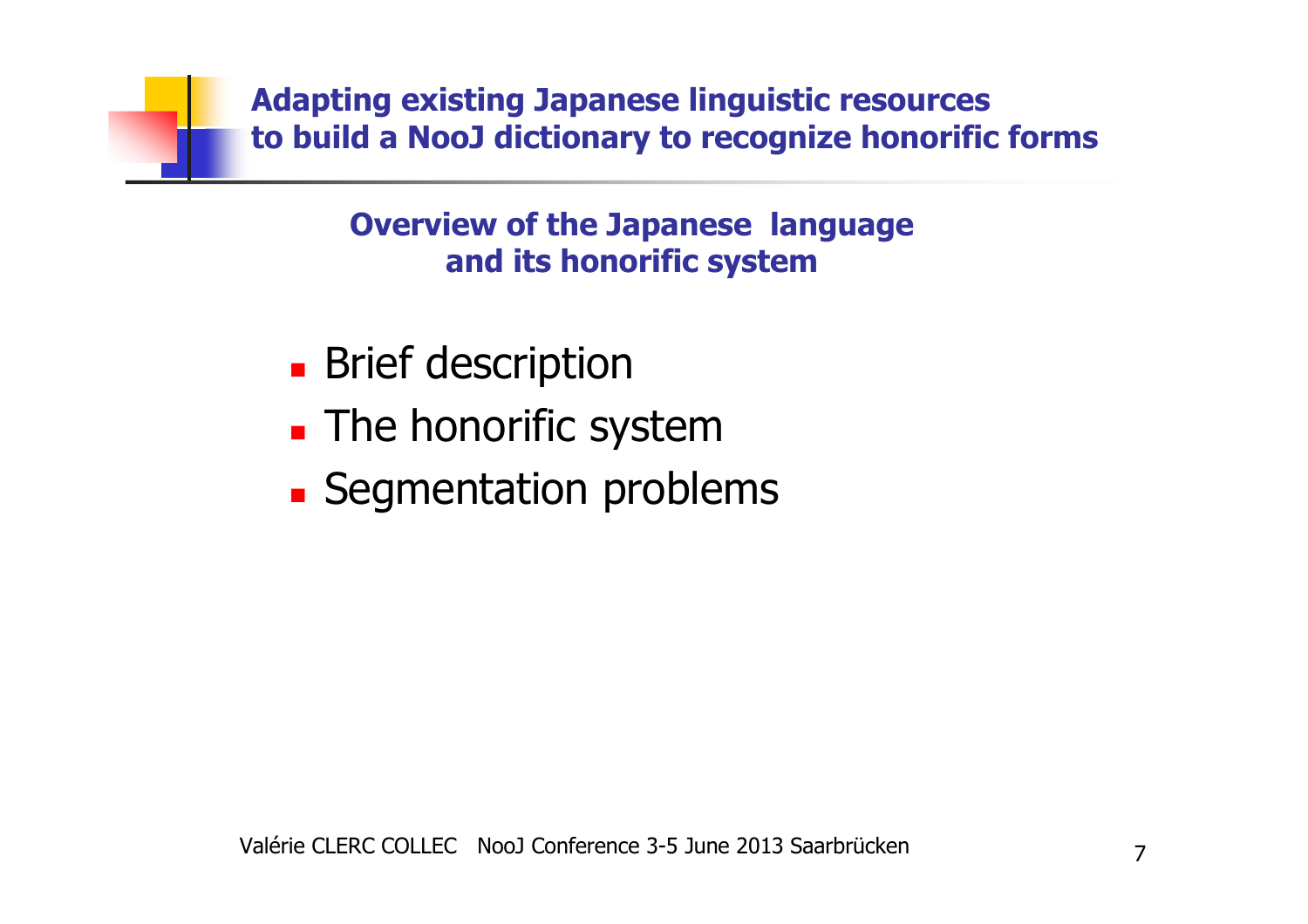## Overview of the Japanese language and its honorific system

- Brief description
- The honorific system
- Segmentation problems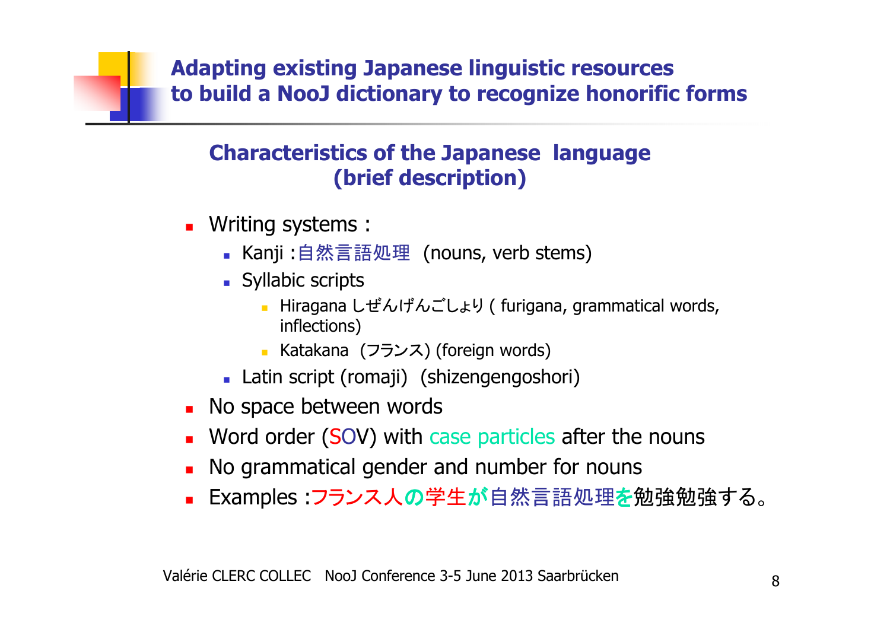## Adapting existing Japanese linguistic resources to build a NooJ dictionary to recognize honorific forms

### Characteristics of the Japanese language (brief description)

- Writing systems :
  - Kanji :自然言語処理 (nouns, verb stems)
  - Syllabic scripts
    - Hiragana しぜんげんごしょり ( furigana, grammatical words, inflections)
    - Katakana (フランス) (foreign words)
  - Latin script (romaji) (shizengengoshori)
- No space between words
- Word order (SOV) with case particles after the nouns
- No grammatical gender and number for nouns
- Examples :フランス人の学生が自然言語処理を勉強勉強する。

Valérie CLERC COLLEC NooJ Conference 3-5 June 2013 Saarbrücken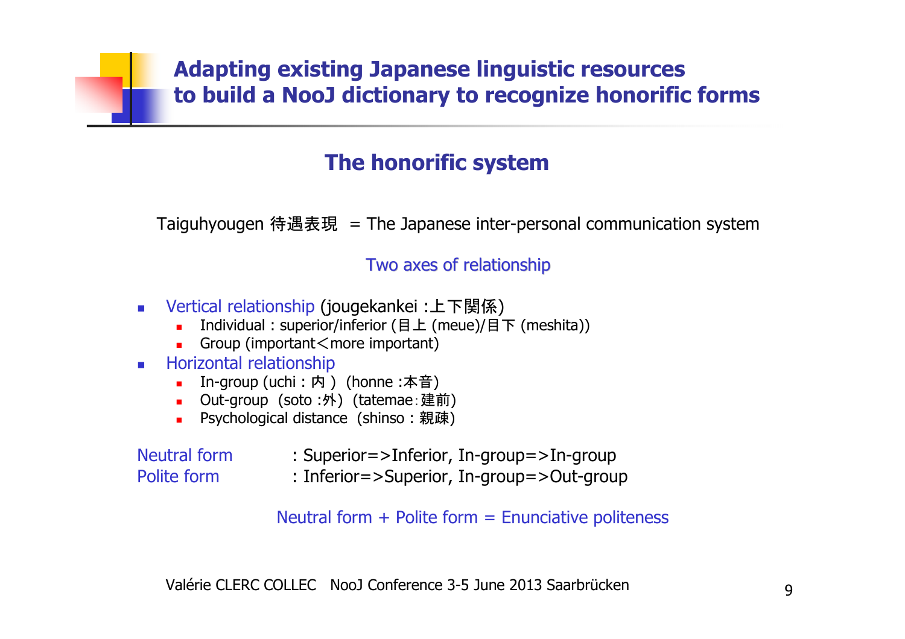# Adapting existing Japanese linguistic resources to build a NooJ dictionary to recognize honorific forms

## The honorific system

Taiguhyougen 待遇表現 = The Japanese inter-personal communication system

Two axes of relationship

- Vertical relationship (jougekankei :上下関係)
  - Individual : superior/inferior (目上 (meue)/目下 (meshita))
  - Group (important＜more important)
- Horizontal relationship
  - In-group (uchi : 内 ) (honne :本音)
  - Out-group (soto :外) (tatemae：建前)
  - Psychological distance (shinso : 親疎)

Neutral form : Superior=>Inferior, In-group=>In-group
Polite form : Inferior=>Superior, In-group=>Out-group

Neutral form + Polite form = Enunciative politeness

Valérie CLERC COLLEC NooJ Conference 3-5 June 2013 Saarbrücken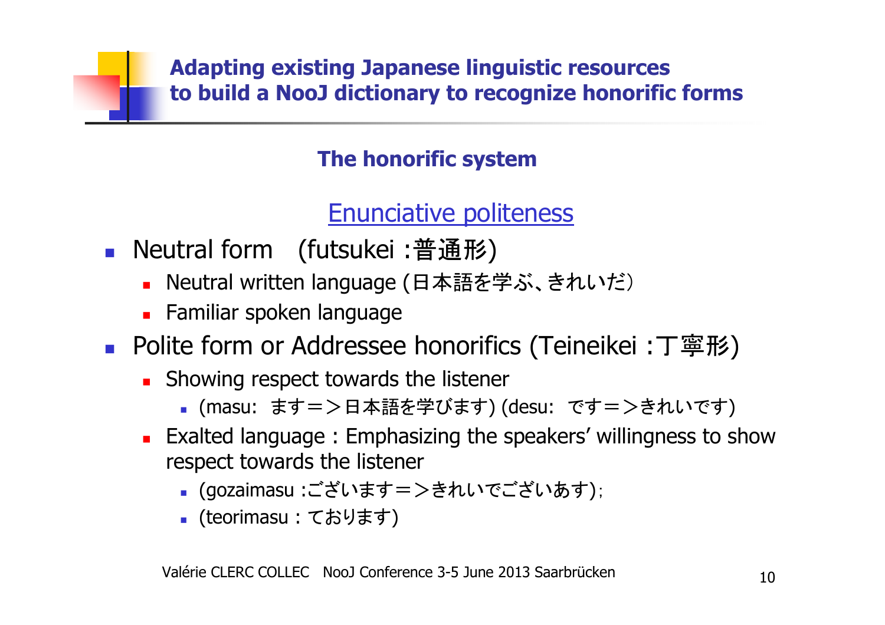# Adapting existing Japanese linguistic resources to build a NooJ dictionary to recognize honorific forms

## The honorific system

### Enunciative politeness

- Neutral form (futsukei :普通形)
  - Neutral written language (日本語を学ぶ、きれいだ)
  - Familiar spoken language
- Polite form or Addressee honorifics (Teineikei :丁寧形)
  - Showing respect towards the listener
    - (masu: ます＝＞日本語を学びます) (desu: です＝＞きれいです)
  - Exalted language : Emphasizing the speakers' willingness to show respect towards the listener
    - (gozaimasu :ございます＝＞きれいでございあす);
    - (teorimasu : ております)

Valérie CLERC COLLEC NooJ Conference 3-5 June 2013 Saarbrücken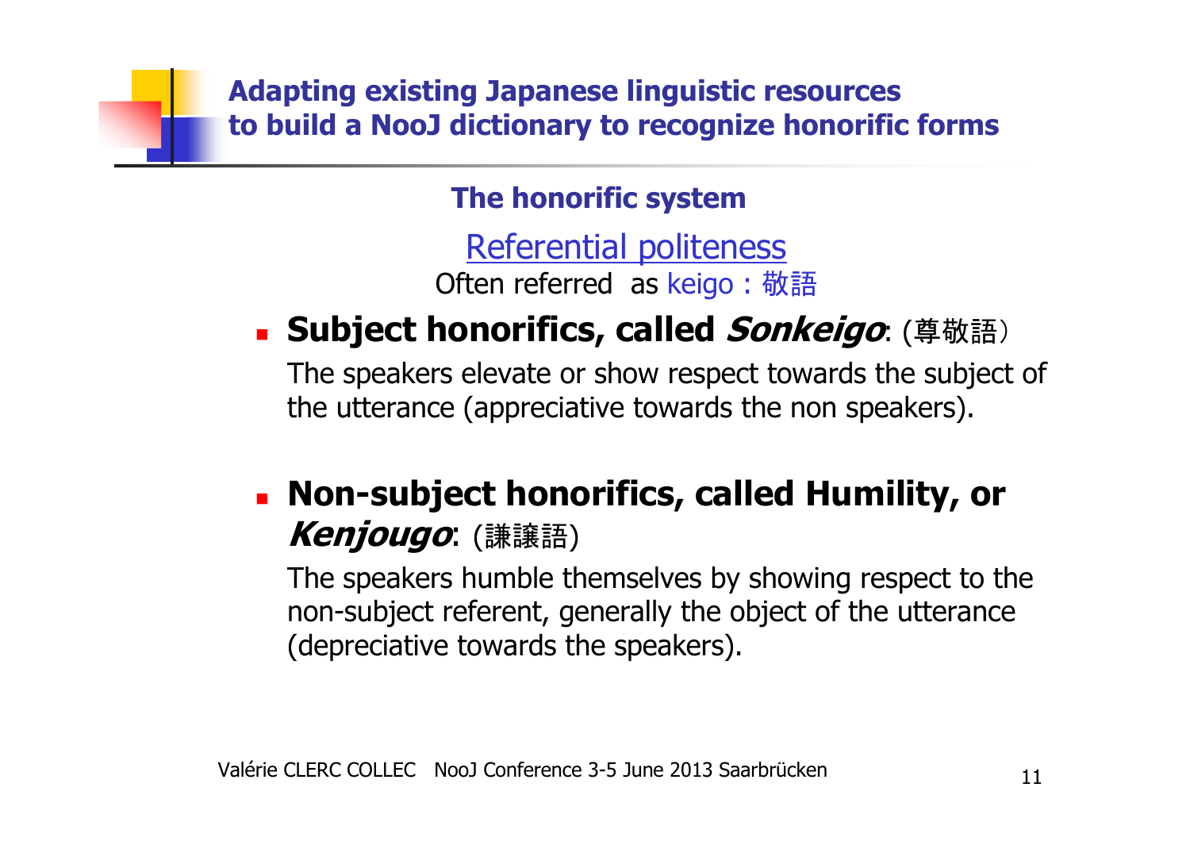## The honorific system

Referential politeness

Often referred as keigo : 敬語

- **Subject honorifics, called *Sonkeigo*:** (尊敬語）

  The speakers elevate or show respect towards the subject of the utterance (appreciative towards the non speakers).

- **Non-subject honorifics, called Humility, or *Kenjougo*:** (謙譲語)

  The speakers humble themselves by showing respect to the non-subject referent, generally the object of the utterance (depreciative towards the speakers).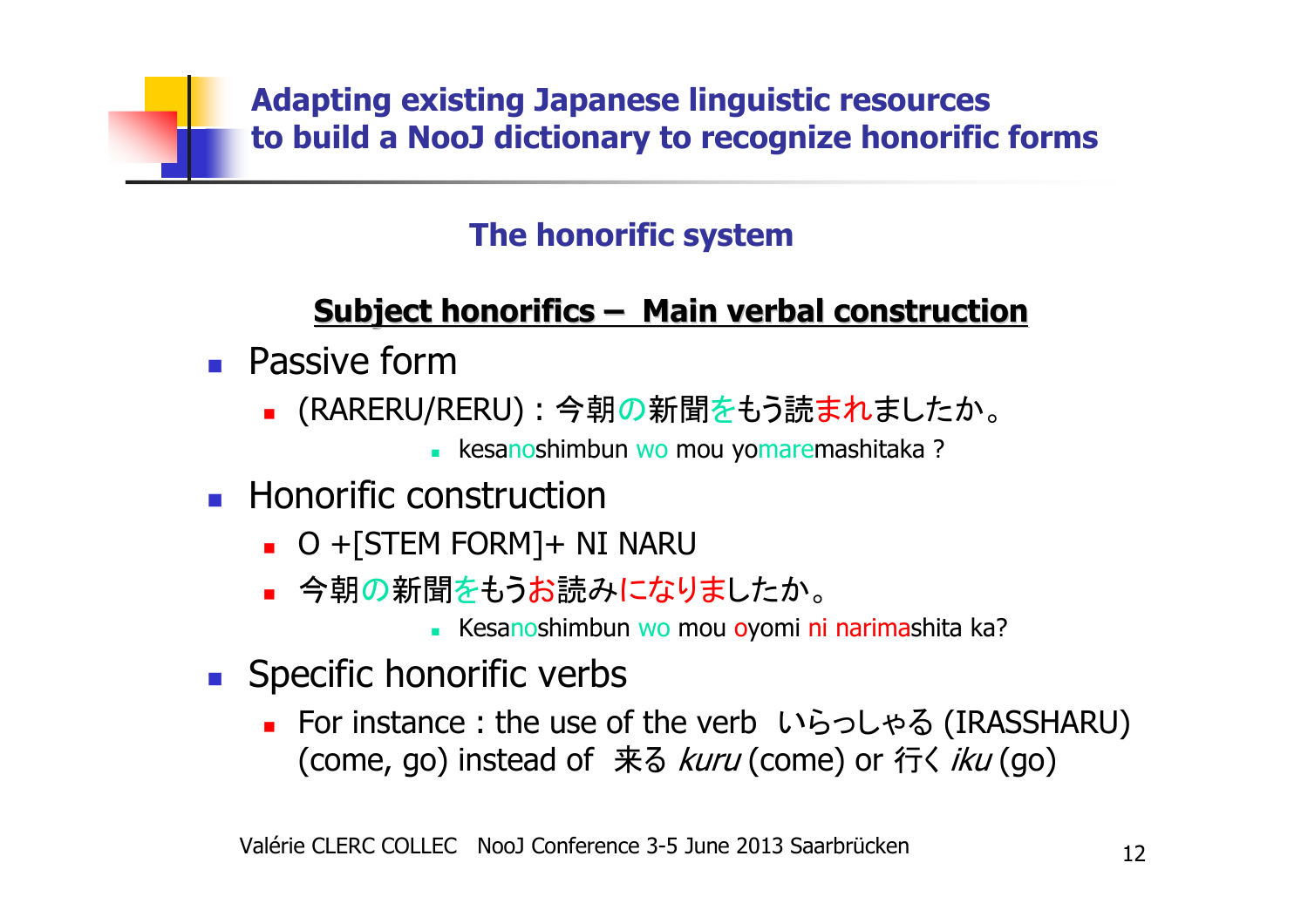## Adapting existing Japanese linguistic resources to build a NooJ dictionary to recognize honorific forms

### The honorific system

**Subject honorifics – Main verbal construction**

- Passive form
  - (RARERU/RERU) : 今朝の新聞をもう読まれましたか。
    - kesanoshimbun wo mou yomaremashitaka ?
- Honorific construction
  - O +[STEM FORM]+ NI NARU
  - 今朝の新聞をもうお読みになりましたか。
    - Kesanoshimbun wo mou oyomi ni narimashita ka?
- Specific honorific verbs
  - For instance : the use of the verb いらっしゃる (IRASSHARU) (come, go) instead of 来る *kuru* (come) or 行く *iku* (go)

Valérie CLERC COLLEC NooJ Conference 3-5 June 2013 Saarbrücken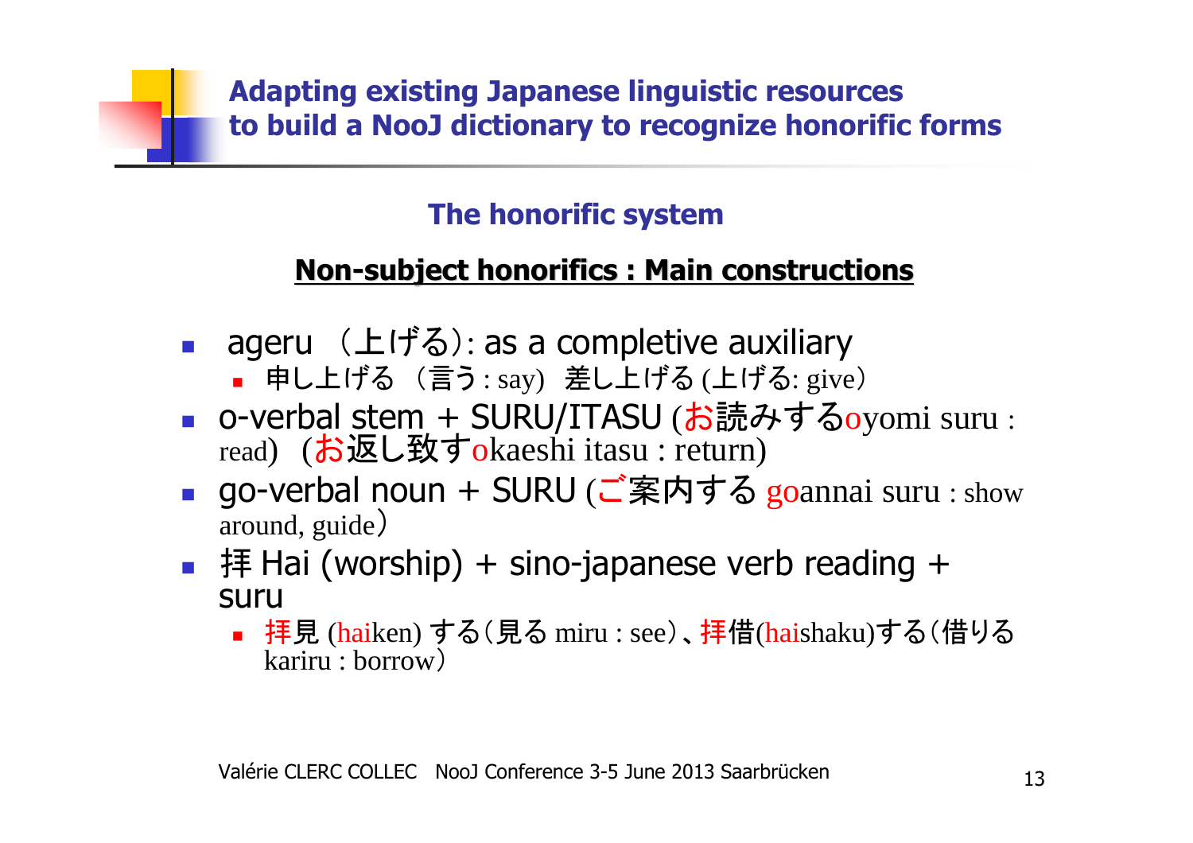# Adapting existing Japanese linguistic resources to build a NooJ dictionary to recognize honorific forms

## The honorific system

### Non-subject honorifics : Main constructions

- ageru （上げる）: as a completive auxiliary
  - 申し上げる（言う : say）差し上げる (上げる: give）
- o-verbal stem + SURU/ITASU (お読みするoyomi suru : read) (お返し致すokaeshi itasu : return)
- go-verbal noun + SURU (ご案内する goannai suru : show around, guide）
- 拝 Hai (worship) + sino-japanese verb reading + suru
  - 拝見 (haiken) する（見る miru : see）、拝借(haishaku)する（借りる kariru : borrow）

Valérie CLERC COLLEC NooJ Conference 3-5 June 2013 Saarbrücken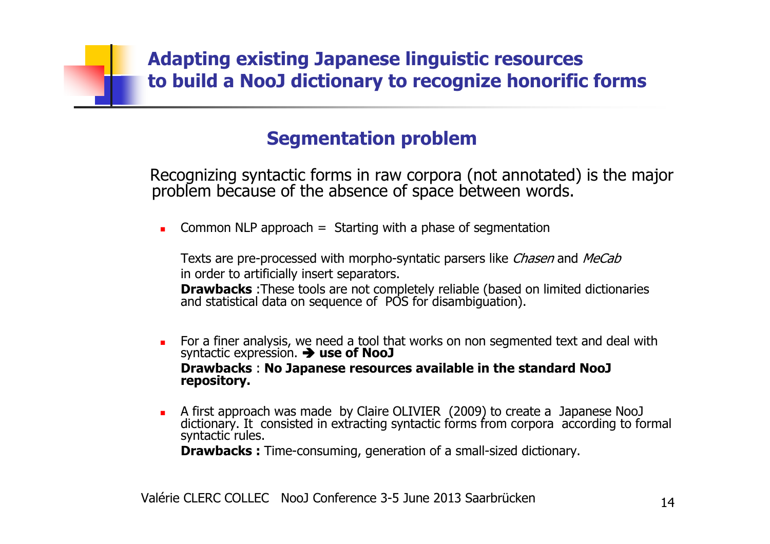# Adapting existing Japanese linguistic resources to build a NooJ dictionary to recognize honorific forms

## Segmentation problem

Recognizing syntactic forms in raw corpora (not annotated) is the major problem because of the absence of space between words.

- Common NLP approach = Starting with a phase of segmentation

  Texts are pre-processed with morpho-syntatic parsers like *Chasen* and *MeCab* in order to artificially insert separators.
  **Drawbacks** :These tools are not completely reliable (based on limited dictionaries and statistical data on sequence of POS for disambiguation).

- For a finer analysis, we need a tool that works on non segmented text and deal with syntactic expression. ➔ **use of NooJ**
  **Drawbacks** : **No Japanese resources available in the standard NooJ repository.**

- A first approach was made by Claire OLIVIER (2009) to create a Japanese NooJ dictionary. It consisted in extracting syntactic forms from corpora according to formal syntactic rules.
  **Drawbacks :** Time-consuming, generation of a small-sized dictionary.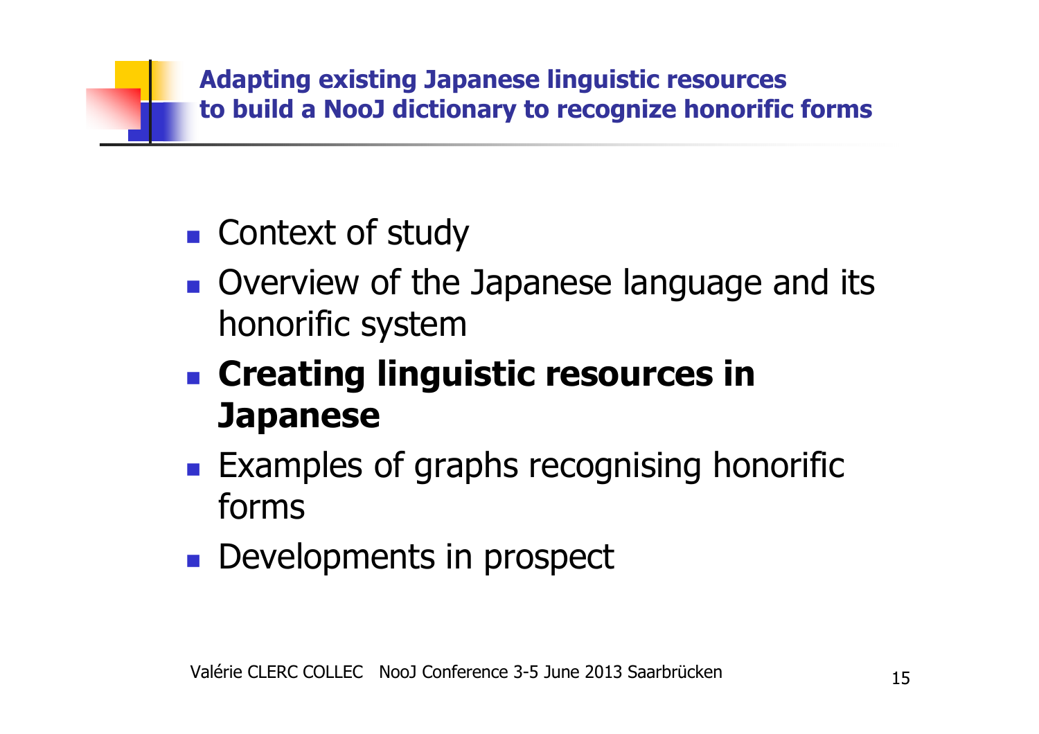## Adapting existing Japanese linguistic resources to build a NooJ dictionary to recognize honorific forms

- Context of study
- Overview of the Japanese language and its honorific system
- **Creating linguistic resources in Japanese**
- Examples of graphs recognising honorific forms
- Developments in prospect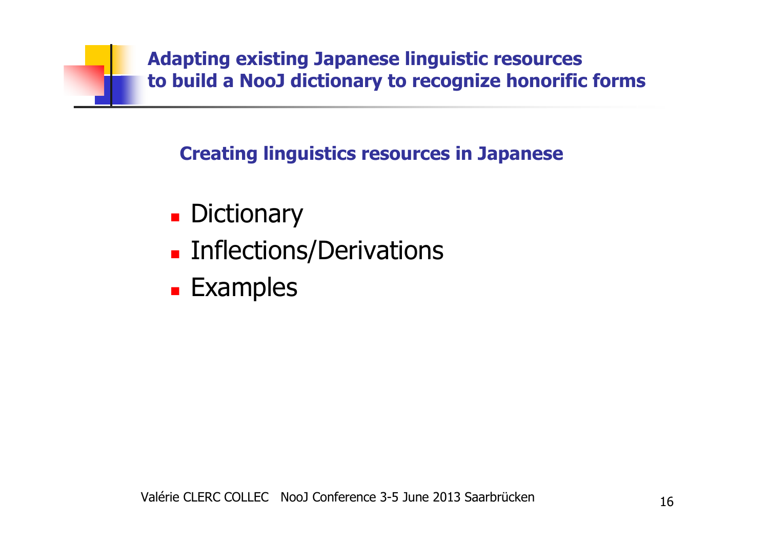# Adapting existing Japanese linguistic resources to build a NooJ dictionary to recognize honorific forms

## Creating linguistics resources in Japanese

- Dictionary
- Inflections/Derivations
- Examples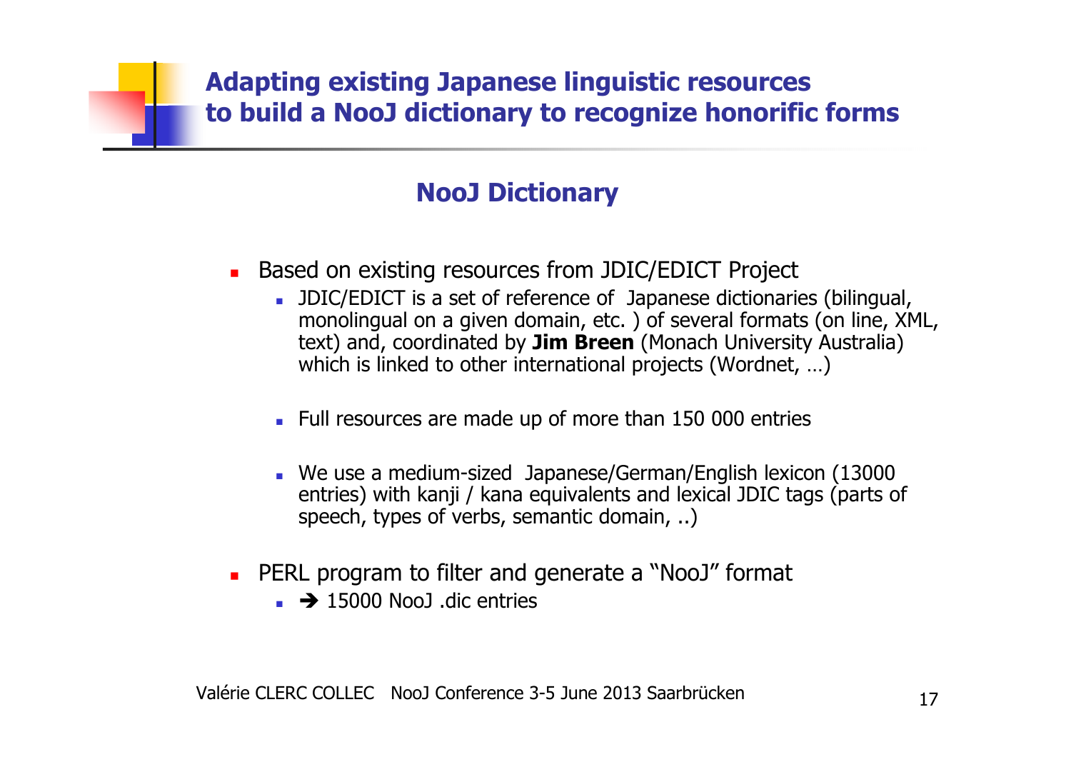# Adapting existing Japanese linguistic resources to build a NooJ dictionary to recognize honorific forms

## NooJ Dictionary

- Based on existing resources from JDIC/EDICT Project
  - JDIC/EDICT is a set of reference of Japanese dictionaries (bilingual, monolingual on a given domain, etc. ) of several formats (on line, XML, text) and, coordinated by **Jim Breen** (Monach University Australia) which is linked to other international projects (Wordnet, …)
  - Full resources are made up of more than 150 000 entries
  - We use a medium-sized Japanese/German/English lexicon (13000 entries) with kanji / kana equivalents and lexical JDIC tags (parts of speech, types of verbs, semantic domain, ..)
- PERL program to filter and generate a “NooJ” format
  - ➔ 15000 NooJ .dic entries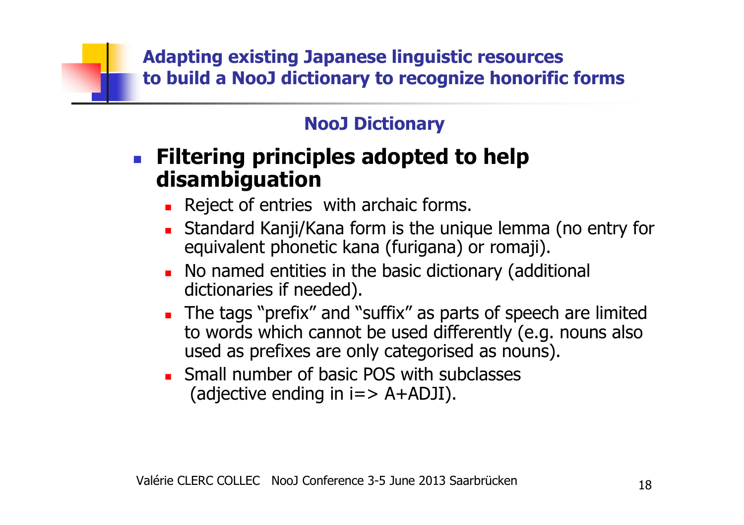## Adapting existing Japanese linguistic resources to build a NooJ dictionary to recognize honorific forms

### NooJ Dictionary

- **Filtering principles adopted to help disambiguation**
  - Reject of entries with archaic forms.
  - Standard Kanji/Kana form is the unique lemma (no entry for equivalent phonetic kana (furigana) or romaji).
  - No named entities in the basic dictionary (additional dictionaries if needed).
  - The tags "prefix" and "suffix" as parts of speech are limited to words which cannot be used differently (e.g. nouns also used as prefixes are only categorised as nouns).
  - Small number of basic POS with subclasses (adjective ending in i=> A+ADJI).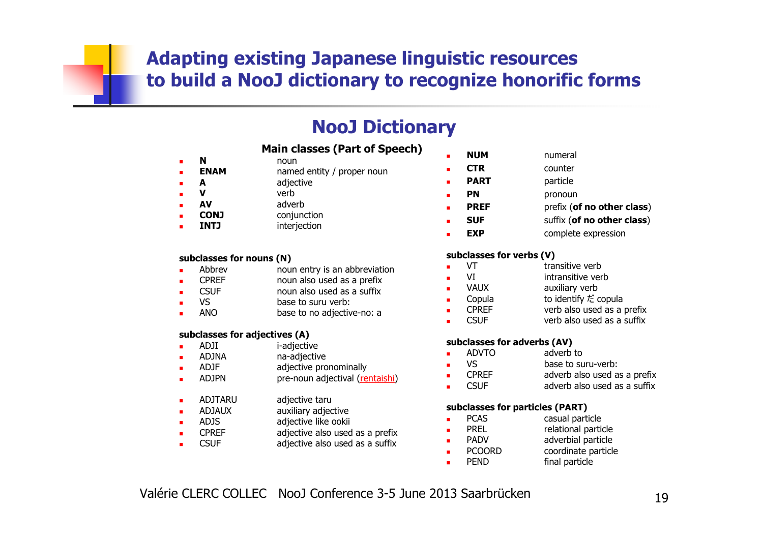# Adapting existing Japanese linguistic resources to build a NooJ dictionary to recognize honorific forms

## NooJ Dictionary

### Main classes (Part of Speech)

- **N** noun
- **ENAM** named entity / proper noun
- **A** adjective
- **V** verb
- **AV** adverb
- **CONJ** conjunction
- **INTJ** interjection
- **NUM** numeral
- **CTR** counter
- **PART** particle
- **PN** pronoun
- **PREF** prefix (**of no other class**)
- **SUF** suffix (**of no other class**)
- **EXP** complete expression

**subclasses for nouns (N)**

- Abbrev noun entry is an abbreviation
- CPREF noun also used as a prefix
- CSUF noun also used as a suffix
- VS base to suru verb:
- ANO base to no adjective-no: a

**subclasses for adjectives (A)**

- ADJI i-adjective
- ADJNA na-adjective
- ADJF adjective pronominally
- ADJPN pre-noun adjectival (rentaishi)
- ADJTARU adjective taru
- ADJAUX auxiliary adjective
- ADJS adjective like ookii
- CPREF adjective also used as a prefix
- CSUF adjective also used as a suffix

**subclasses for verbs (V)**

- VT transitive verb
- VI intransitive verb
- VAUX auxiliary verb
- Copula to identify だ copula
- CPREF verb also used as a prefix
- CSUF verb also used as a suffix

**subclasses for adverbs (AV)**

- ADVTO adverb to
- VS base to suru-verb:
- CPREF adverb also used as a prefix
- CSUF adverb also used as a suffix

**subclasses for particles (PART)**

- PCAS casual particle
- PREL relational particle
- PADV adverbial particle
- PCOORD coordinate particle
- PEND final particle

Valérie CLERC COLLEC NooJ Conference 3-5 June 2013 Saarbrücken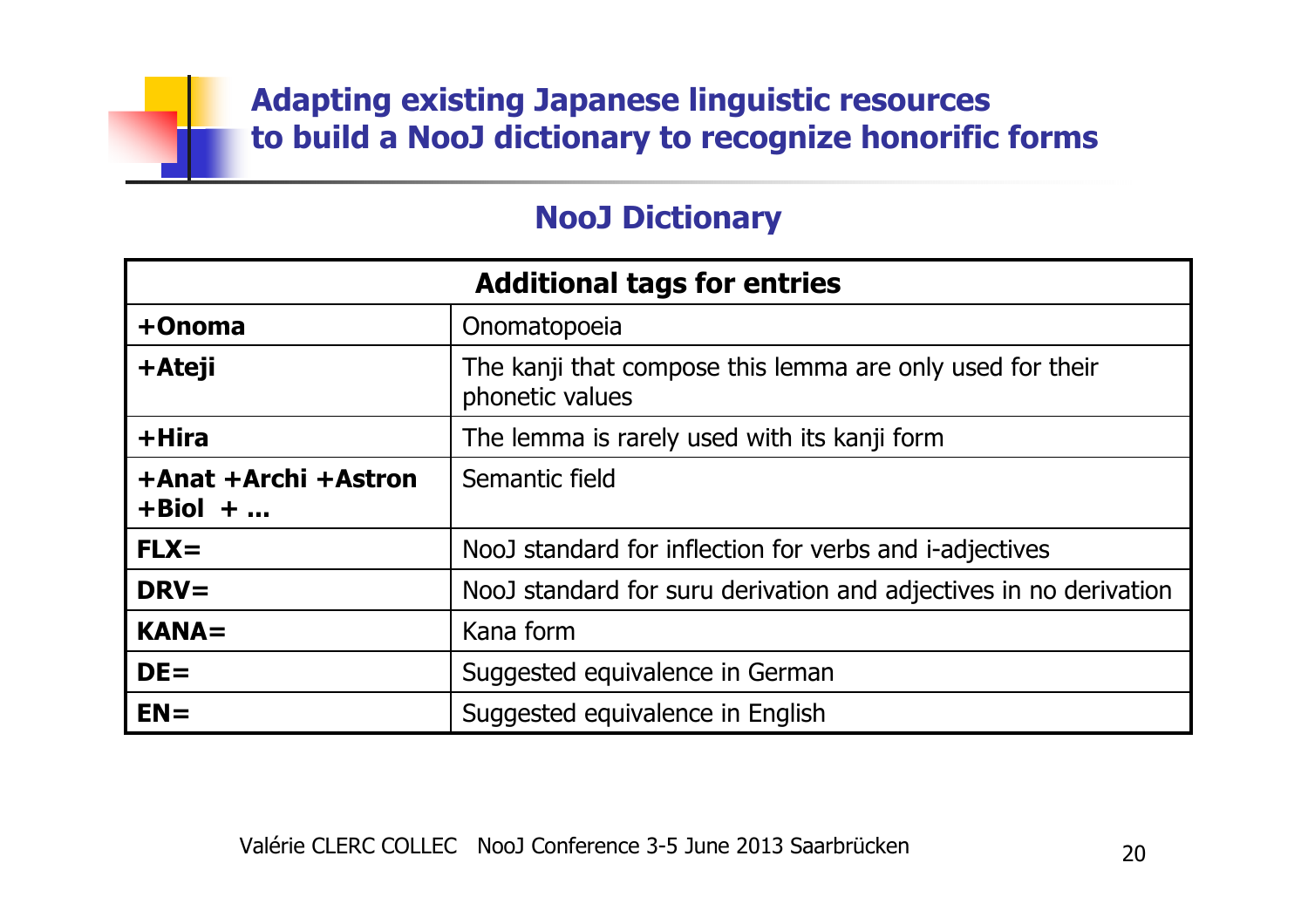# Adapting existing Japanese linguistic resources to build a NooJ dictionary to recognize honorific forms

## NooJ Dictionary

| Additional tags for entries | |
|---|---|
| **+Onoma** | Onomatopoeia |
| **+Ateji** | The kanji that compose this lemma are only used for their phonetic values |
| **+Hira** | The lemma is rarely used with its kanji form |
| **+Anat +Archi +Astron +Biol + …** | Semantic field |
| **FLX=** | NooJ standard for inflection for verbs and i-adjectives |
| **DRV=** | NooJ standard for suru derivation and adjectives in no derivation |
| **KANA=** | Kana form |
| **DE=** | Suggested equivalence in German |
| **EN=** | Suggested equivalence in English |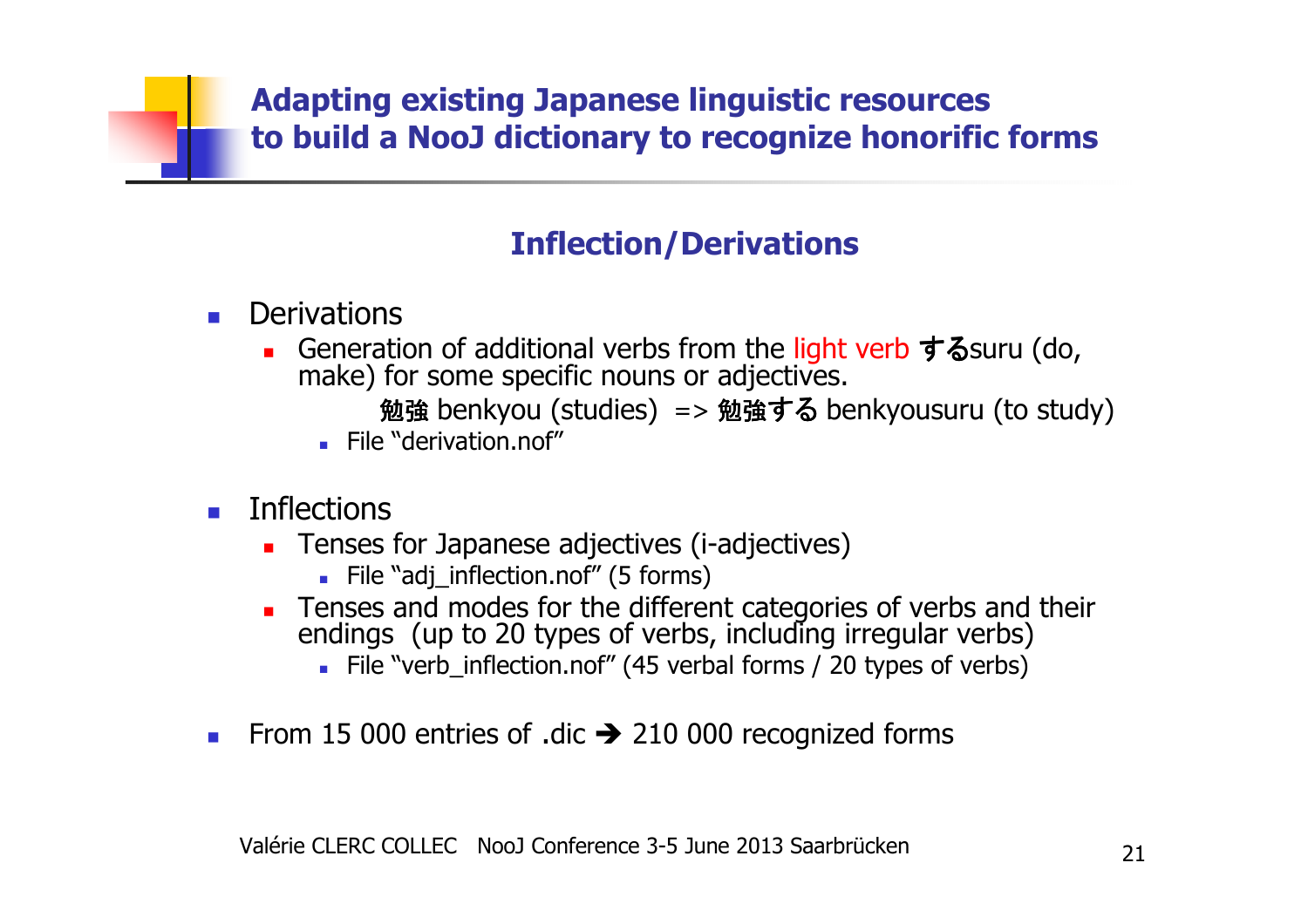# Adapting existing Japanese linguistic resources to build a NooJ dictionary to recognize honorific forms

## Inflection/Derivations

- Derivations
  - Generation of additional verbs from the light verb **する**suru (do, make) for some specific nouns or adjectives.

    **勉強** benkyou (studies) => **勉強する** benkyousuru (to study)

    - File "derivation.nof"

- Inflections
  - Tenses for Japanese adjectives (i-adjectives)
    - File "adj_inflection.nof" (5 forms)
  - Tenses and modes for the different categories of verbs and their endings (up to 20 types of verbs, including irregular verbs)
    - File "verb_inflection.nof" (45 verbal forms / 20 types of verbs)

- From 15 000 entries of .dic ➔ 210 000 recognized forms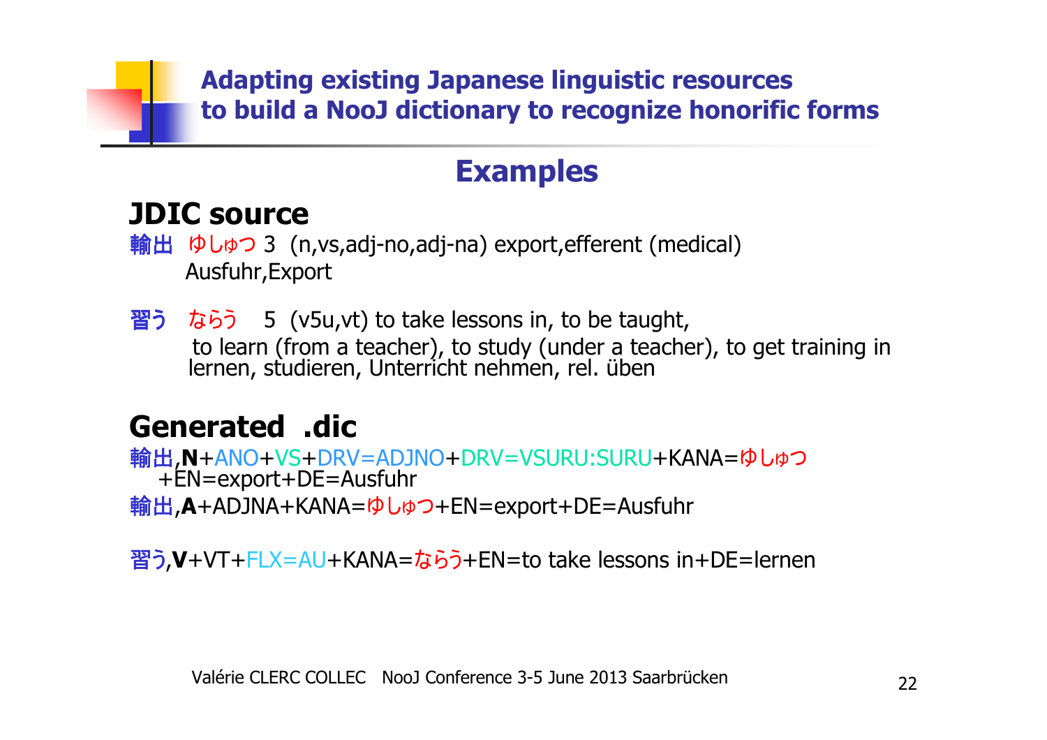# Adapting existing Japanese linguistic resources to build a NooJ dictionary to recognize honorific forms

## Examples

### JDIC source

輸出 ゆしゅつ 3 (n,vs,adj-no,adj-na) export,efferent (medical)
Ausfuhr,Export

習う ならう 5 (v5u,vt) to take lessons in, to be taught,
to learn (from a teacher), to study (under a teacher), to get training in
lernen, studieren, Unterricht nehmen, rel. üben

### Generated .dic

輸出,**N**+ANO+VS+DRV=ADJNO+DRV=VSURU:SURU+KANA=ゆしゅつ
+EN=export+DE=Ausfuhr

輸出,**A**+ADJNA+KANA=ゆしゅつ+EN=export+DE=Ausfuhr

習う,**V**+VT+FLX=AU+KANA=ならう+EN=to take lessons in+DE=lernen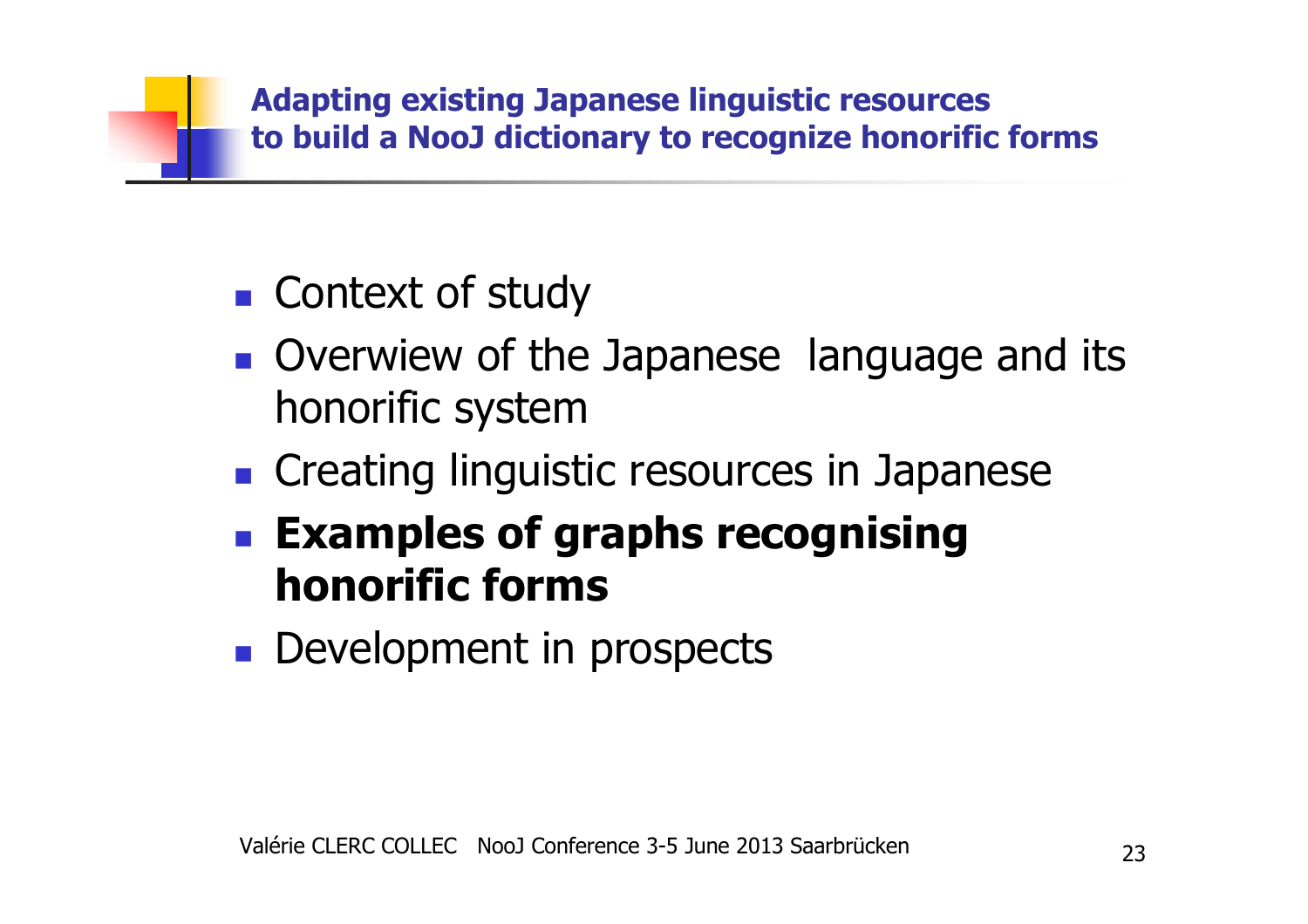## Adapting existing Japanese linguistic resources to build a NooJ dictionary to recognize honorific forms

- Context of study
- Overwiew of the Japanese  language and its honorific system
- Creating linguistic resources in Japanese
- **Examples of graphs recognising honorific forms**
- Development in prospects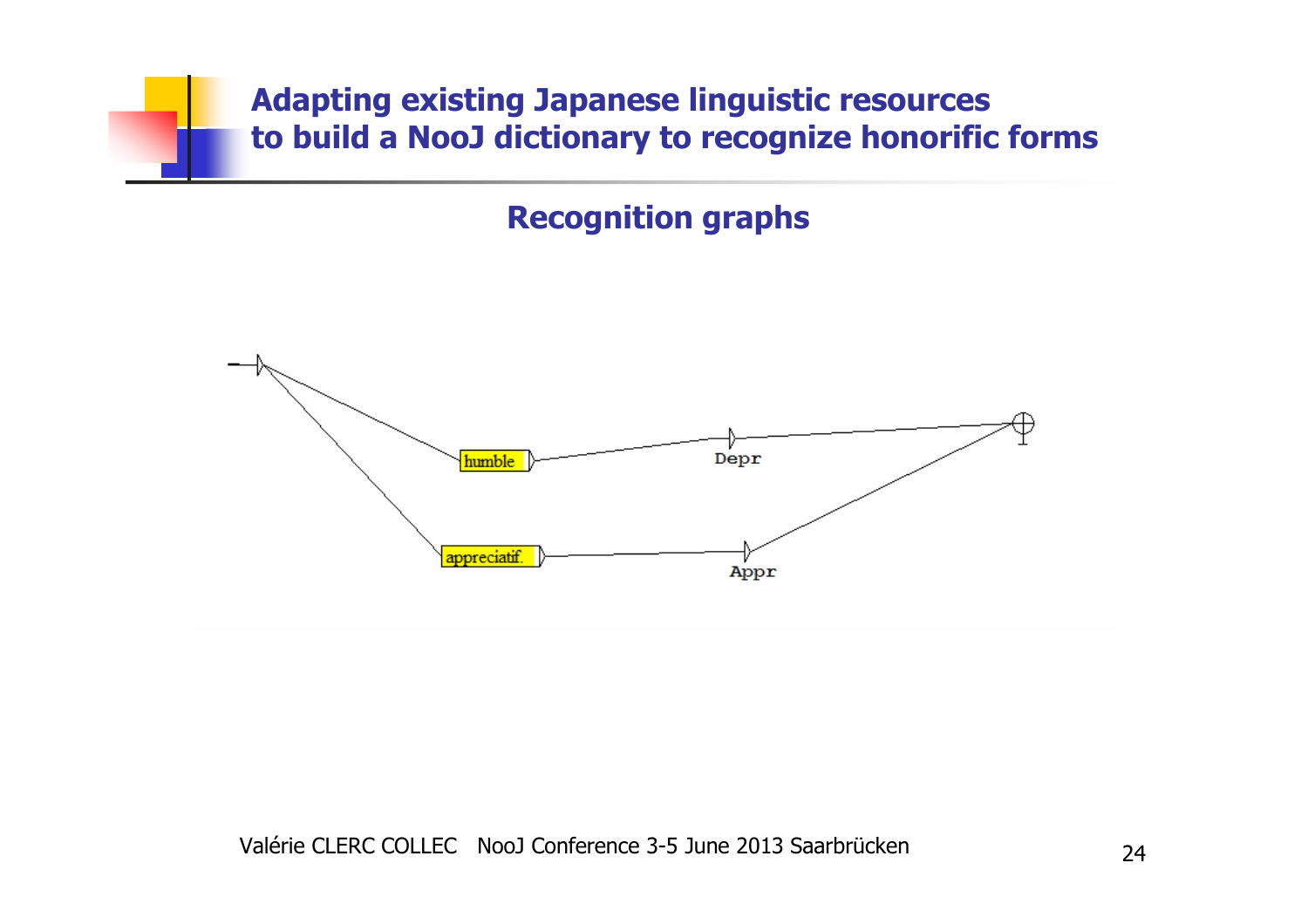# Adapting existing Japanese linguistic resources to build a NooJ dictionary to recognize honorific forms

## Recognition graphs

humble

Depr

appreciatif.

Appr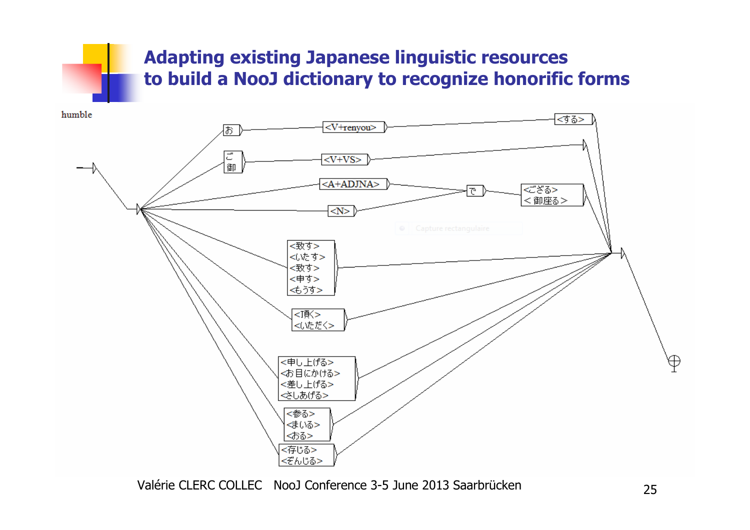# Adapting existing Japanese linguistic resources to build a NooJ dictionary to recognize honorific forms

humble

お <V+renyou> <する>

ご 御 <V+VS>

<A+ADJNA> で <ござる> <御座る>

<N>

<致す> <いたす> <致す> <申す> <もうす>

<頂く> <いただく>

<申し上げる> <お目にかける> <差し上げる> <さしあげる>

<参る> <まいる> <おる>

<存じる> <ぞんじる>

Capture rectangulaire

Valérie CLERC COLLEC NooJ Conference 3-5 June 2013 Saarbrücken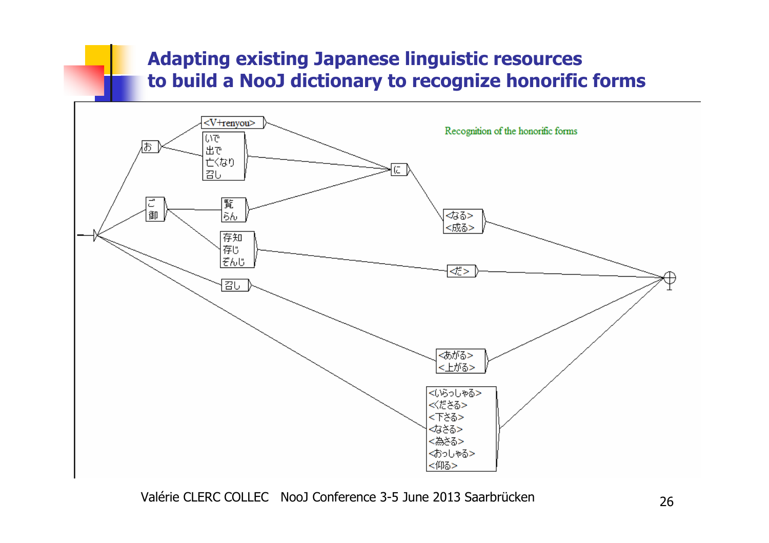# Adapting existing Japanese linguistic resources to build a NooJ dictionary to recognize honorific forms

Recognition of the honorific forms

お

<V+renyou>

いで
出で
亡くなり
召し

ご
御

覧
らん

存知
存じ
ぞんじ

に

<なる>
<成る>

<だ>

召し

<あがる>
<上がる>

<いらっしゃる>
<くださる>
<下さる>
<なさる>
<為さる>
<おっしゃる>
<仰る>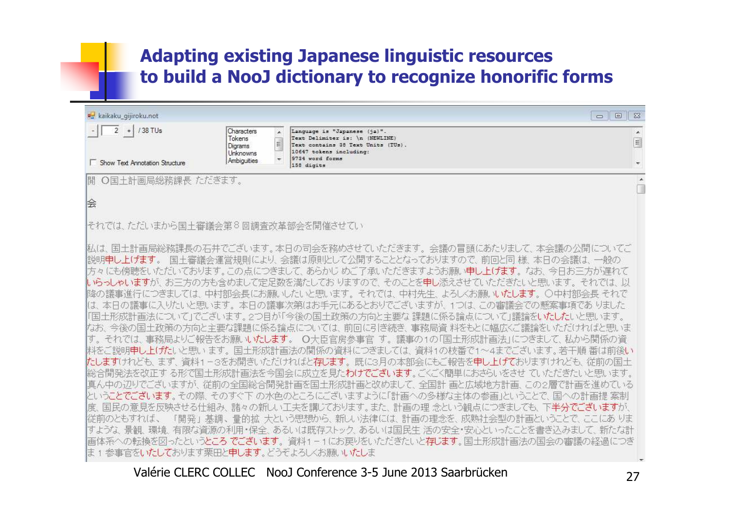# Adapting existing Japanese linguistic resources to build a NooJ dictionary to recognize honorific forms

kaikaku_gijiroku.not

- 2 + / 38 TUs

Show Text Annotation Structure

Characters
Tokens
Digrams
Unknowns
Ambiguities

```
Language is "Japanese (ja)".
Text Delimiter is: \n (NEWLINE)
Text contains 38 Text Units (TUs).
10647 tokens including:
9734 word forms
158 digits
```

開 〇国土計画局総務課長 ただきます。

会

それでは、ただいまから国土審議会第８回調査改革部会を開催させてい

私は、国土計画局総務課長の石井でございます。本日の司会を務めさせていただきます。会議の冒頭にあたりまして、本会議の公開についてご説明申し上げます。 国土審議会運営規則により、会議は原則として公開することとなっておりますので、前回と同 様、本日の会議は、一般の方々にも傍聴をいただいております。この点につきまして、あらかじ めご了承いただきますようお願い申し上げます。なお、今日お三方が遅れていらっしゃいますが、お三方の方も含めまして定足数を満たしてお りますので、そのことを申し添えさせていただきたいと思います。それでは、以降の議事進行につきましては、中村部会長にお願いしたいと思います。それでは、中村先生、よろしくお願いいたします。〇中村部会長 それでは、本日の議事に入りたいと思います。本日の議事次第はお手元にあるとおりでございますが、１つは、この審議会での懸案事項であ りました「国土形成計画法について」でございます。２つ目が「今後の国土政策の方向と主要な 課題に係る論点について」議論をいたしたいと思います。なお、今後の国土政策の方向と主要な課題に係る論点については、前回に引き続き、事務局資 料をもとに幅広くご議論をいただければと思います。それでは、事務局よりご報告をお願いいたします。 〇大臣官房参事官 す。議事の１の「国土形成計画法」につきまして、私から関係の資料をご説明申し上げたいと思い ます。国土形成計画法の関係の資料につきましては、資料１の枝番で１〜４までございます。若干順 番は前後いたしますけれども、まず、資料１－３をお開きいただければと存じます。既に３月の本部会にもご報告を申し上げておりますけれども、従前の国土総合開発法を改正す る形で国土形成計画法を今国会に成立を見たわけでございます。ごくごく簡単におさらいをさせ ていただきたいと思います。真ん中の辺りでございますが、従前の全国総合開発計画を国土形成計画と改めまして、全国計 画と広域地方計画、この２層で計画を進めているということでございます。その際、そのすぐ下 の水色のところにございますように「計画への多様な主体の参画」ということで、国への計画提 案制度、国民の意見を反映させる仕組み、諸々の新しい工夫を講じております。また、計画の理 念という観点につきましても、下半分でございますが、従前のともすれば、 「開発」基調、量的拡 大という思想から、新しい法律には、計画の理念を、成熟社会型の計画ということで、ここにあ りますような、景観、環境、有限な資源の利用・保全、あるいは既存ストック、あるいは国民生 活の安全・安心といったことを書き込みまして、新たな計画体系への転換を図ったというところ でございます。 資料１－１にお戻りをいただきたいと存じます。国土形成計画法の国会の審議の経過につきま １ 参事官をいたしております栗田と申します。どうぞよろしくお願いいたしま

Valérie CLERC COLLEC NooJ Conference 3-5 June 2013 Saarbrücken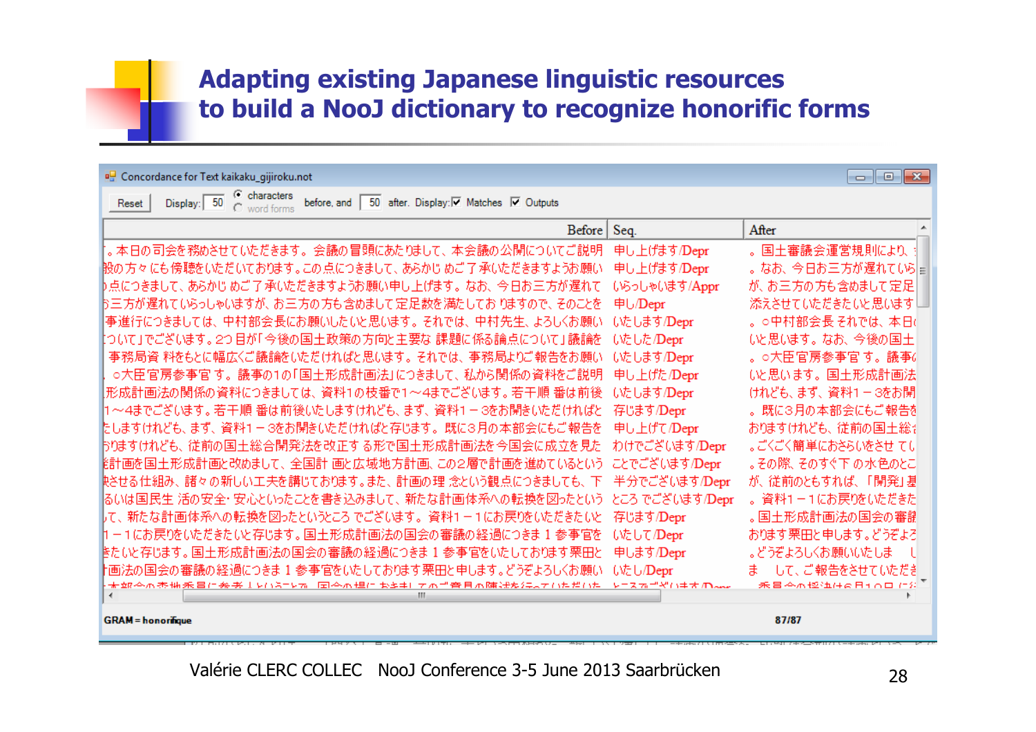# Adapting existing Japanese linguistic resources to build a NooJ dictionary to recognize honorific forms

Concordance for Text kaikaku_gijiroku.not

Reset Display: 50 characters / word forms before, and 50 after. Display: Matches Outputs

| Before | Seq. | After |
|---|---|---|
| 。本日の司会を務めさせていただきます。会議の冒頭にあたりまして、本会議の公開についてご説明 | 申し上げます/Depr | 。国土審議会運営規則により、 |
| 般の方々にも傍聴をいただいております。この点につきまして、あらかじめご了承いただきますようお願い | 申し上げます/Depr | 。なお、今日お三方が遅れていら |
| 点につきまして、あらかじめご了承いただきますようお願い申し上げます。なお、今日お三方が遅れて | いらっしゃいます/Appr | が、お三方の方も含めまして定足 |
| 三方が遅れていらっしゃいますが、お三方の方も含めまして定足数を満たしておりますので、そのことを | 申し/Depr | 添えさせていただきたいと思います |
| 事進行につきましては、中村部会長にお願いしたいと思います。それでは、中村先生、よろしくお願い | いたします/Depr | 。○中村部会長 それでは、本日 |
| ついて」でございます。2つ目が「今後の国土政策の方向と主要な課題に係る論点について」議論を | いたした/Depr | いと思います。なお、今後の国土 |
| 事務局資料をもとに幅広くご議論をいただければと思います。それでは、事務局よりご報告をお願い | いたします/Depr | 。○大臣官房参事官す。議事 |
| ○大臣官房参事官す。議事の1の「国土形成計画法」につきまして、私から関係の資料をご説明 | 申し上げた/Depr | いと思います。国土形成計画法 |
| 形成計画法の関係の資料につきましては、資料1の枝番で1～4までございます。若干順番は前後 | いたします/Depr | けれども、まず、資料1－3をお開 |
| 1～4までございます。若干順番は前後いたしますけれども、まず、資料1－3をお開きいただければと | 存じます/Depr | 。既に3月の本部会にもご報告を |
| たしますけれども、まず、資料1－3をお開きいただければと存じます。既に3月の本部会にもご報告を | 申し上げて/Depr | おりますけれども、従前の国土総合 |
| りますけれども、従前の国土総合開発法を改正する形で国土形成計画法を今国会に成立を見た | わけでございます/Depr | 。ごくごく簡単におさらいをさせて |
| 計画を国土形成計画と改めまして、全国計画と広域地方計画、この2層で計画を進めているという | ことでございます/Depr | 。その際、そのすぐ下の水色のと |
| させる仕組み、諸々の新しい工夫を講じております。また、計画の理念という観点につきましても、下 | 半分でございます/Depr | が、従前のともすれば、「開発」 |
| るいは国民生活の安全・安心といったことを書き込みまして、新たな計画体系への転換を図ったという | ところでございます/Depr | 。資料1－1にお戻りをいただき |
| て、新たな計画体系への転換を図ったというところでございます。資料1－1にお戻りをいただきたいと | 存じます/Depr | 。国土形成計画法の国会の審議 |
| 1－1にお戻りをいただきたいと存じます。国土形成計画法の国会の審議の経過につきまし参事官を | いたして/Depr | おります栗田と申します。どうぞよろ |
| きたいと存じます。国土形成計画法の国会の審議の経過につきまし参事官をいたしております栗田と | 申します/Depr | 。どうぞよろしくお願いいたしま |
| 画法の国会の審議の経過につきまし参事官をいたしております栗田と申します。どうぞよろしくお願い | いたし/Depr | ま して、ご報告をさせていただき |

GRAM=honorifique

87/87

Valérie CLERC COLLEC NooJ Conference 3-5 June 2013 Saarbrücken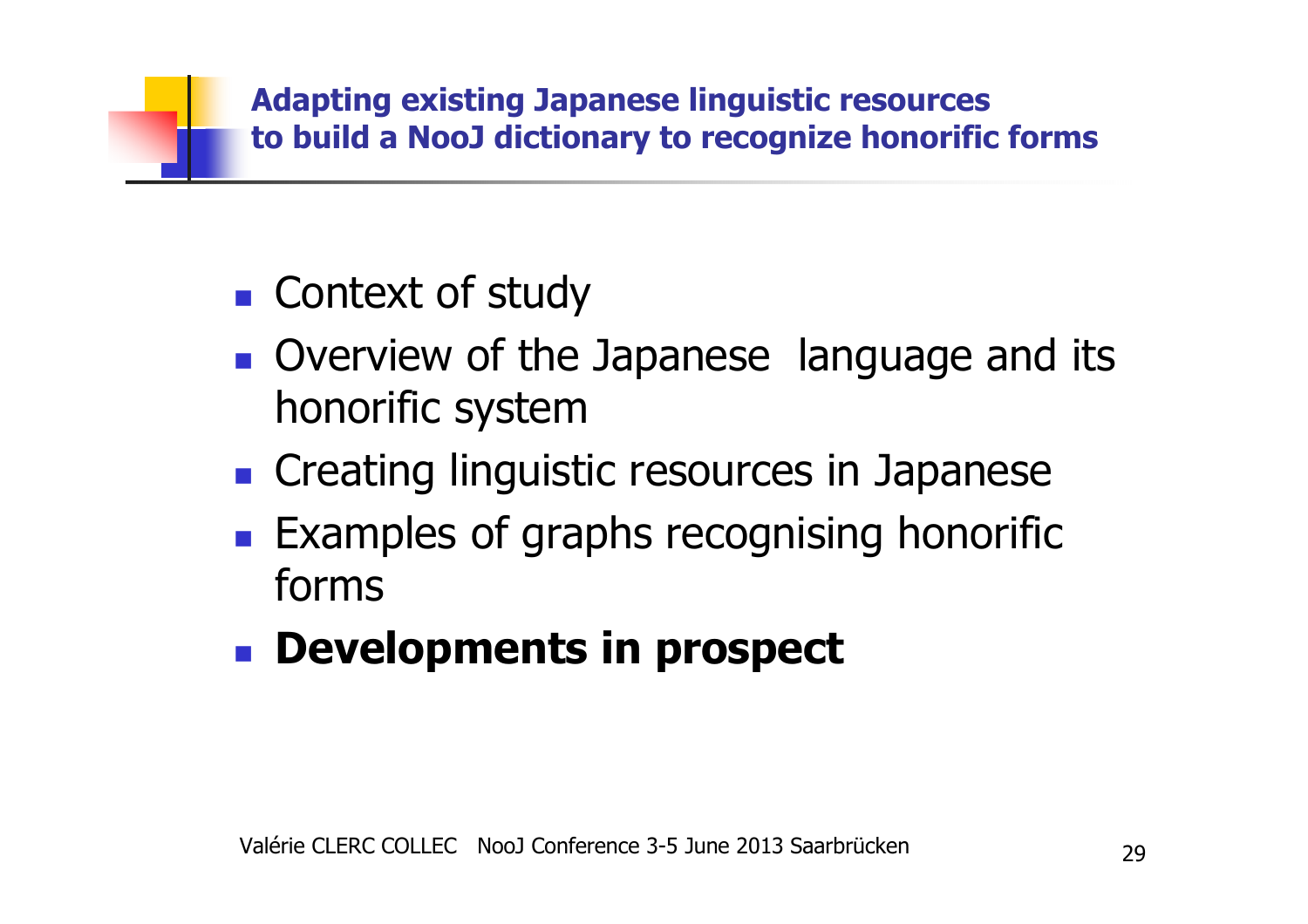## Adapting existing Japanese linguistic resources to build a NooJ dictionary to recognize honorific forms

- Context of study
- Overview of the Japanese language and its honorific system
- Creating linguistic resources in Japanese
- Examples of graphs recognising honorific forms
- **Developments in prospect**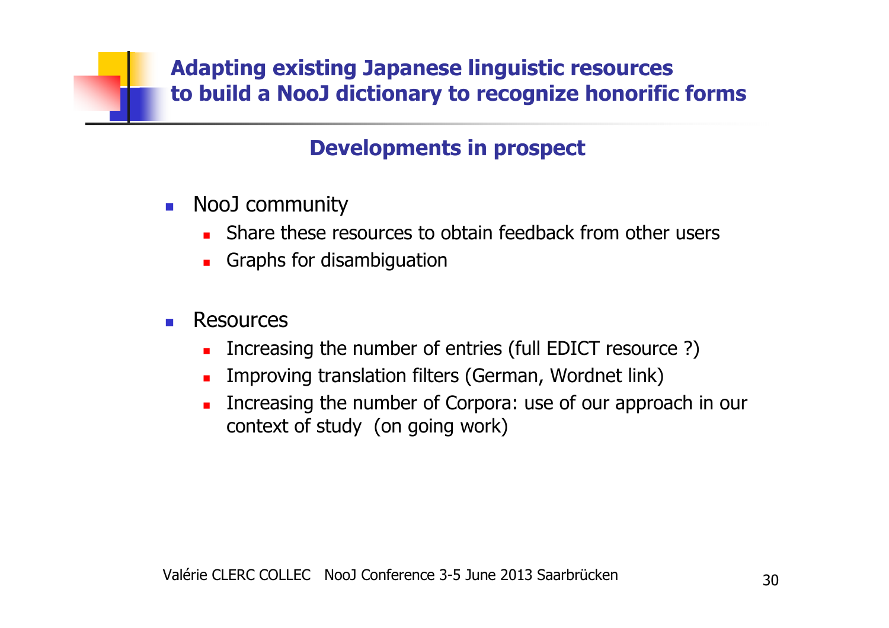# Adapting existing Japanese linguistic resources to build a NooJ dictionary to recognize honorific forms

## Developments in prospect

- NooJ community
  - Share these resources to obtain feedback from other users
  - Graphs for disambiguation

- Resources
  - Increasing the number of entries (full EDICT resource ?)
  - Improving translation filters (German, Wordnet link)
  - Increasing the number of Corpora: use of our approach in our context of study  (on going work)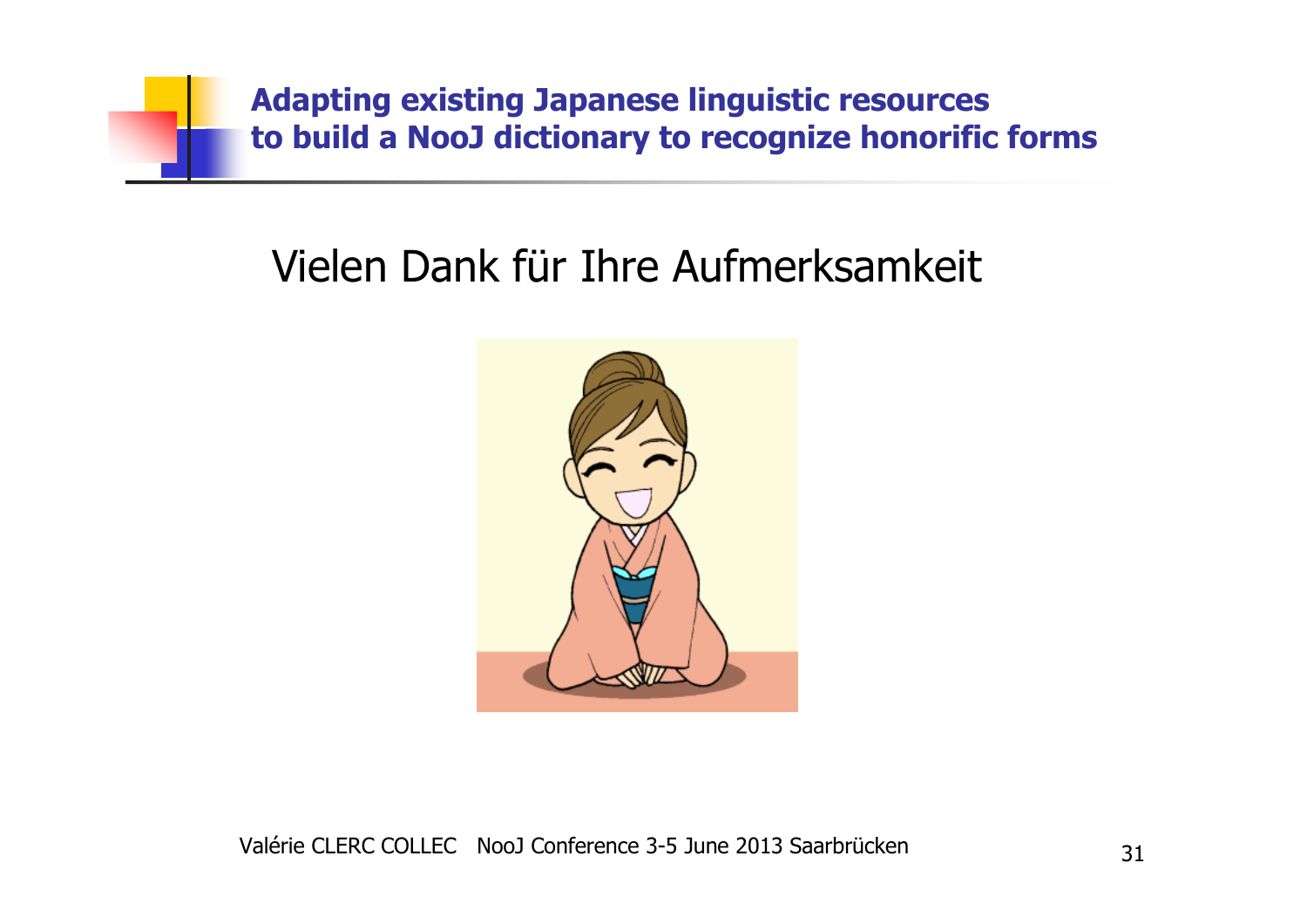# Adapting existing Japanese linguistic resources to build a NooJ dictionary to recognize honorific forms

Vielen Dank für Ihre Aufmerksamkeit